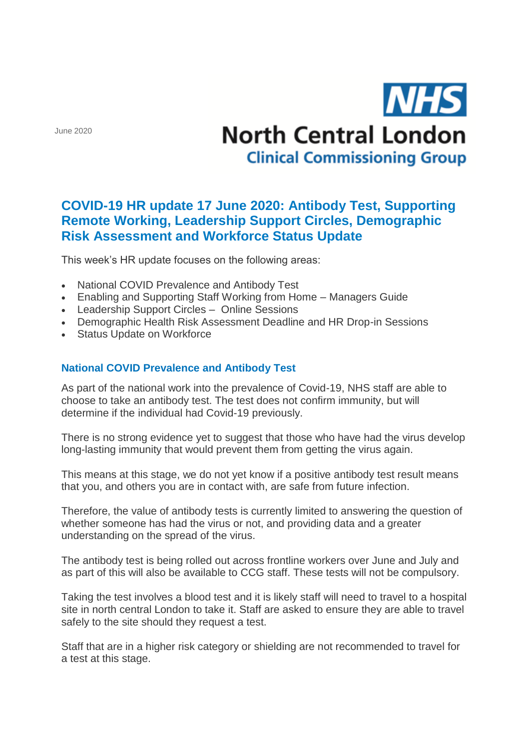June 2020

**NHS North Central London Clinical Commissioning Group**

# COVID-19 HR update 17 June 2020: Antibody Test, Supporting Remote Working, Leadership Support Circles, Demographic Risk Assessment and Workforce Status Update

This week's HR update focuses on the following areas:

- National COVID Prevalence and Antibody Test
- Enabling and Supporting Staff Working from Home – Managers Guide
- Leadership Support Circles – Online Sessions
- Demographic Health Risk Assessment Deadline and HR Drop-in Sessions
- Status Update on Workforce

## National COVID Prevalence and Antibody Test

As part of the national work into the prevalence of Covid-19, NHS staff are able to choose to take an antibody test. The test does not confirm immunity, but will determine if the individual had Covid-19 previously.

There is no strong evidence yet to suggest that those who have had the virus develop long-lasting immunity that would prevent them from getting the virus again.

This means at this stage, we do not yet know if a positive antibody test result means that you, and others you are in contact with, are safe from future infection.

Therefore, the value of antibody tests is currently limited to answering the question of whether someone has had the virus or not, and providing data and a greater understanding on the spread of the virus.

The antibody test is being rolled out across frontline workers over June and July and as part of this will also be available to CCG staff. These tests will not be compulsory.

Taking the test involves a blood test and it is likely staff will need to travel to a hospital site in north central London to take it. Staff are asked to ensure they are able to travel safely to the site should they request a test.

Staff that are in a higher risk category or shielding are not recommended to travel for a test at this stage.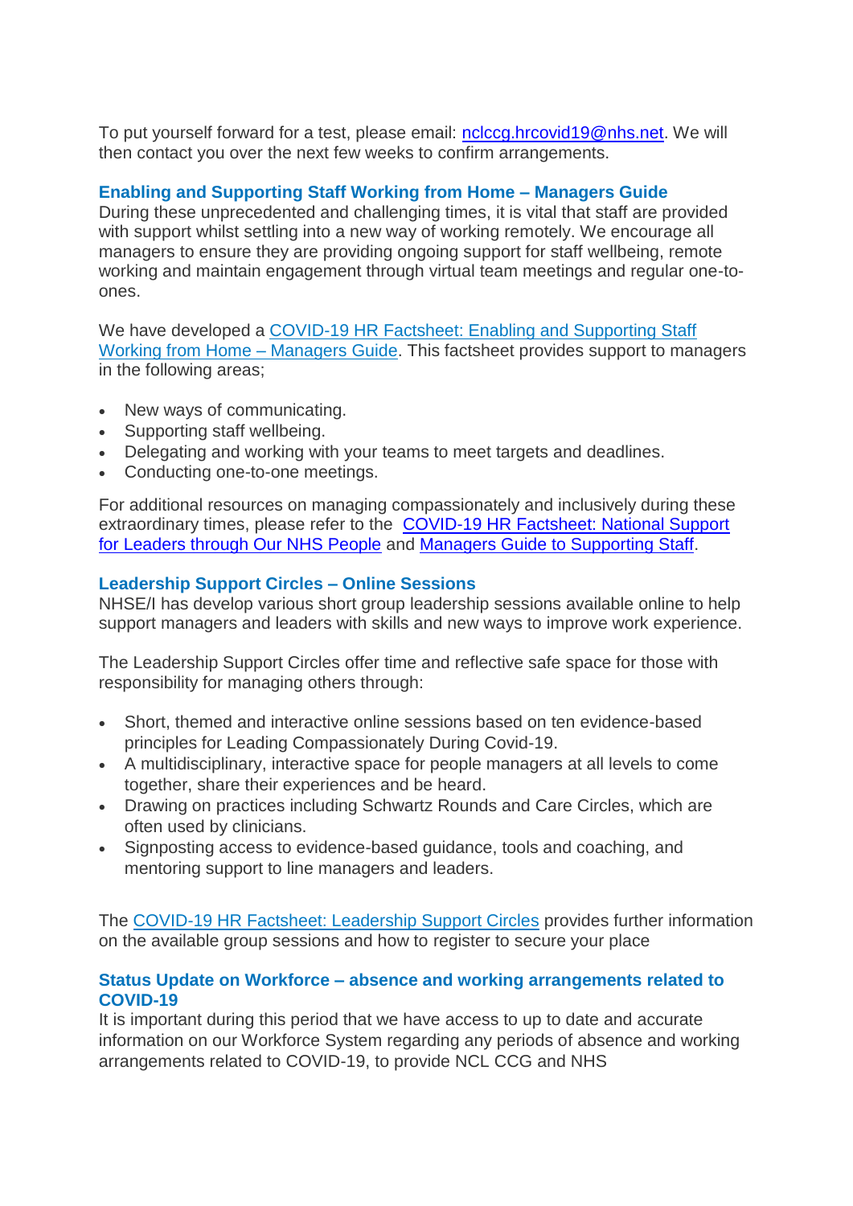To put yourself forward for a test, please email: [nclccg.hrcovid19@nhs.net](mailto:nclccg.hrcovid19@nhs.net). We will then contact you over the next few weeks to confirm arrangements.

### Enabling and Supporting Staff Working from Home – Managers Guide

During these unprecedented and challenging times, it is vital that staff are provided with support whilst settling into a new way of working remotely. We encourage all managers to ensure they are providing ongoing support for staff wellbeing, remote working and maintain engagement through virtual team meetings and regular one-to-ones.

We have developed a COVID-19 HR Factsheet: Enabling and Supporting Staff Working from Home – Managers Guide. This factsheet provides support to managers in the following areas;

- New ways of communicating.
- Supporting staff wellbeing.
- Delegating and working with your teams to meet targets and deadlines.
- Conducting one-to-one meetings.

For additional resources on managing compassionately and inclusively during these extraordinary times, please refer to the COVID-19 HR Factsheet: National Support for Leaders through Our NHS People and Managers Guide to Supporting Staff.

### Leadership Support Circles – Online Sessions

NHSE/I has develop various short group leadership sessions available online to help support managers and leaders with skills and new ways to improve work experience.

The Leadership Support Circles offer time and reflective safe space for those with responsibility for managing others through:

- Short, themed and interactive online sessions based on ten evidence-based principles for Leading Compassionately During Covid-19.
- A multidisciplinary, interactive space for people managers at all levels to come together, share their experiences and be heard.
- Drawing on practices including Schwartz Rounds and Care Circles, which are often used by clinicians.
- Signposting access to evidence-based guidance, tools and coaching, and mentoring support to line managers and leaders.

The COVID-19 HR Factsheet: Leadership Support Circles provides further information on the available group sessions and how to register to secure your place

### Status Update on Workforce – absence and working arrangements related to COVID-19

It is important during this period that we have access to up to date and accurate information on our Workforce System regarding any periods of absence and working arrangements related to COVID-19, to provide NCL CCG and NHS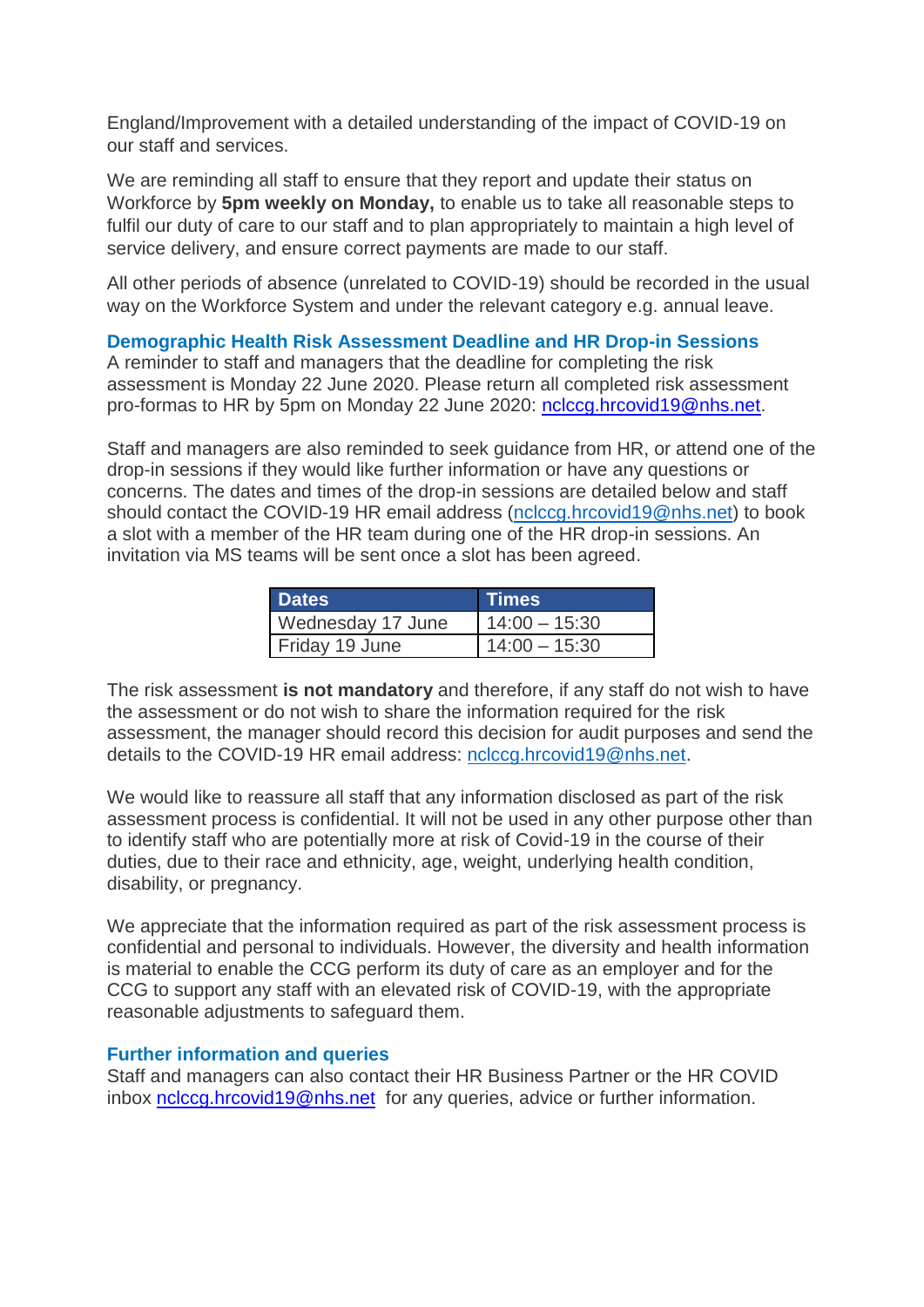England/Improvement with a detailed understanding of the impact of COVID-19 on our staff and services.

We are reminding all staff to ensure that they report and update their status on Workforce by **5pm weekly on Monday,** to enable us to take all reasonable steps to fulfil our duty of care to our staff and to plan appropriately to maintain a high level of service delivery, and ensure correct payments are made to our staff.

All other periods of absence (unrelated to COVID-19) should be recorded in the usual way on the Workforce System and under the relevant category e.g. annual leave.

### Demographic Health Risk Assessment Deadline and HR Drop-in Sessions

A reminder to staff and managers that the deadline for completing the risk assessment is Monday 22 June 2020. Please return all completed risk assessment pro-formas to HR by 5pm on Monday 22 June 2020: nclccg.hrcovid19@nhs.net.

Staff and managers are also reminded to seek guidance from HR, or attend one of the drop-in sessions if they would like further information or have any questions or concerns. The dates and times of the drop-in sessions are detailed below and staff should contact the COVID-19 HR email address (nclccg.hrcovid19@nhs.net) to book a slot with a member of the HR team during one of the HR drop-in sessions. An invitation via MS teams will be sent once a slot has been agreed.

| Dates | Times |
|---|---|
| Wednesday 17 June | 14:00 – 15:30 |
| Friday 19 June | 14:00 – 15:30 |

The risk assessment **is not mandatory** and therefore, if any staff do not wish to have the assessment or do not wish to share the information required for the risk assessment, the manager should record this decision for audit purposes and send the details to the COVID-19 HR email address: nclccg.hrcovid19@nhs.net.

We would like to reassure all staff that any information disclosed as part of the risk assessment process is confidential. It will not be used in any other purpose other than to identify staff who are potentially more at risk of Covid-19 in the course of their duties, due to their race and ethnicity, age, weight, underlying health condition, disability, or pregnancy.

We appreciate that the information required as part of the risk assessment process is confidential and personal to individuals. However, the diversity and health information is material to enable the CCG perform its duty of care as an employer and for the CCG to support any staff with an elevated risk of COVID-19, with the appropriate reasonable adjustments to safeguard them.

### Further information and queries

Staff and managers can also contact their HR Business Partner or the HR COVID inbox nclccg.hrcovid19@nhs.net for any queries, advice or further information.